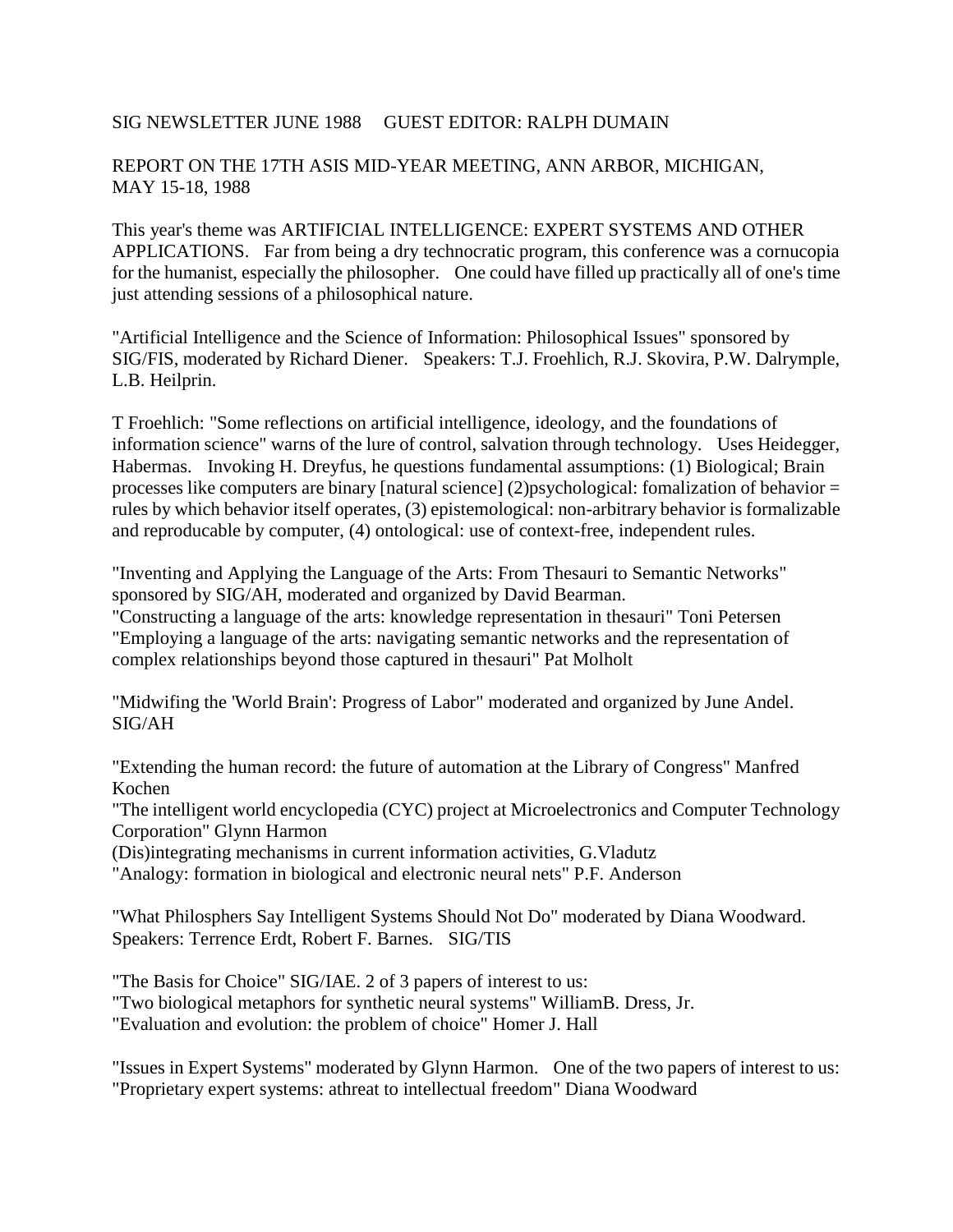SIG NEWSLETTER JUNE 1988 GUEST EDITOR: RALPH DUMAIN

REPORT ON THE 17TH ASIS MID-YEAR MEETING, ANN ARBOR, MICHIGAN, MAY 15-18, 1988

This year's theme was ARTIFICIAL INTELLIGENCE: EXPERT SYSTEMS AND OTHER APPLICATIONS. Far from being a dry technocratic program, this conference was a cornucopia for the humanist, especially the philosopher. One could have filled up practically all of one's time just attending sessions of a philosophical nature.

"Artificial Intelligence and the Science of Information: Philosophical Issues" sponsored by SIG/FIS, moderated by Richard Diener. Speakers: T.J. Froehlich, R.J. Skovira, P.W. Dalrymple, L.B. Heilprin.

T Froehlich: "Some reflections on artificial intelligence, ideology, and the foundations of information science" warns of the lure of control, salvation through technology. Uses Heidegger, Habermas. Invoking H. Dreyfus, he questions fundamental assumptions: (1) Biological; Brain processes like computers are binary [natural science] (2)psychological: fomalization of behavior = rules by which behavior itself operates, (3) epistemological: non-arbitrary behavior is formalizable and reproducable by computer, (4) ontological: use of context-free, independent rules.

"Inventing and Applying the Language of the Arts: From Thesauri to Semantic Networks" sponsored by SIG/AH, moderated and organized by David Bearman.
"Constructing a language of the arts: knowledge representation in thesauri" Toni Petersen
"Employing a language of the arts: navigating semantic networks and the representation of complex relationships beyond those captured in thesauri" Pat Molholt

"Midwifing the 'World Brain': Progress of Labor" moderated and organized by June Andel. SIG/AH

"Extending the human record: the future of automation at the Library of Congress" Manfred Kochen
"The intelligent world encyclopedia (CYC) project at Microelectronics and Computer Technology Corporation" Glynn Harmon
(Dis)integrating mechanisms in current information activities, G.Vladutz
"Analogy: formation in biological and electronic neural nets" P.F. Anderson

"What Philosphers Say Intelligent Systems Should Not Do" moderated by Diana Woodward. Speakers: Terrence Erdt, Robert F. Barnes. SIG/TIS

"The Basis for Choice" SIG/IAE. 2 of 3 papers of interest to us:
"Two biological metaphors for synthetic neural systems" WilliamB. Dress, Jr.
"Evaluation and evolution: the problem of choice" Homer J. Hall

"Issues in Expert Systems" moderated by Glynn Harmon. One of the two papers of interest to us:
"Proprietary expert systems: athreat to intellectual freedom" Diana Woodward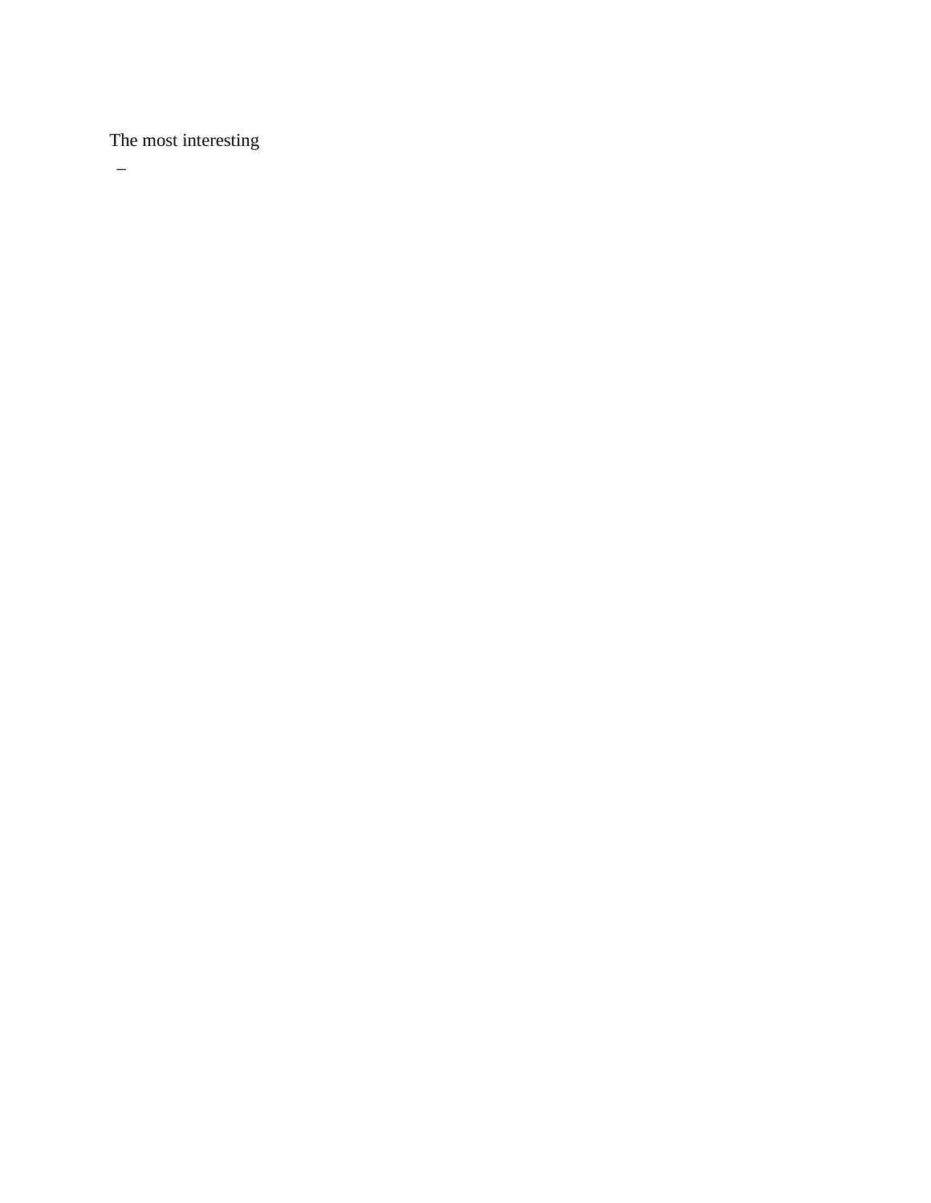The most interesting

–